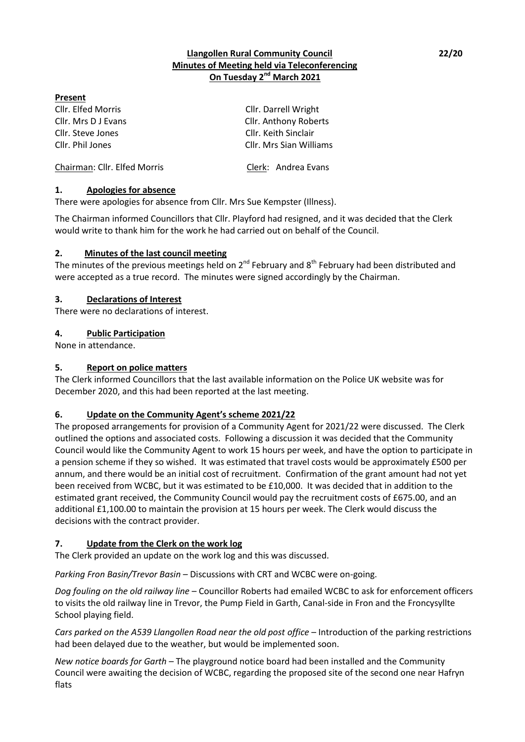**Llangollen Rural Community Council**
**Minutes of Meeting held via Teleconferencing**
**On Tuesday 2nd March 2021**

22/20

**Present**

| | |
|---|---|
| Cllr. Elfed Morris | Cllr. Darrell Wright |
| Cllr. Mrs D J Evans | Cllr. Anthony Roberts |
| Cllr. Steve Jones | Cllr. Keith Sinclair |
| Cllr. Phil Jones | Cllr. Mrs Sian Williams |

Chairman: Cllr. Elfed Morris     Clerk: Andrea Evans

## 1. Apologies for absence

There were apologies for absence from Cllr. Mrs Sue Kempster (Illness).

The Chairman informed Councillors that Cllr. Playford had resigned, and it was decided that the Clerk would write to thank him for the work he had carried out on behalf of the Council.

## 2. Minutes of the last council meeting

The minutes of the previous meetings held on 2nd February and 8th February had been distributed and were accepted as a true record. The minutes were signed accordingly by the Chairman.

## 3. Declarations of Interest

There were no declarations of interest.

## 4. Public Participation

None in attendance.

## 5. Report on police matters

The Clerk informed Councillors that the last available information on the Police UK website was for December 2020, and this had been reported at the last meeting.

## 6. Update on the Community Agent's scheme 2021/22

The proposed arrangements for provision of a Community Agent for 2021/22 were discussed. The Clerk outlined the options and associated costs. Following a discussion it was decided that the Community Council would like the Community Agent to work 15 hours per week, and have the option to participate in a pension scheme if they so wished. It was estimated that travel costs would be approximately £500 per annum, and there would be an initial cost of recruitment. Confirmation of the grant amount had not yet been received from WCBC, but it was estimated to be £10,000. It was decided that in addition to the estimated grant received, the Community Council would pay the recruitment costs of £675.00, and an additional £1,100.00 to maintain the provision at 15 hours per week. The Clerk would discuss the decisions with the contract provider.

## 7. Update from the Clerk on the work log

The Clerk provided an update on the work log and this was discussed.

*Parking Fron Basin/Trevor Basin* – Discussions with CRT and WCBC were on-going.

*Dog fouling on the old railway line* – Councillor Roberts had emailed WCBC to ask for enforcement officers to visits the old railway line in Trevor, the Pump Field in Garth, Canal-side in Fron and the Froncysyllte School playing field.

*Cars parked on the A539 Llangollen Road near the old post office* – Introduction of the parking restrictions had been delayed due to the weather, but would be implemented soon.

*New notice boards for Garth* – The playground notice board had been installed and the Community Council were awaiting the decision of WCBC, regarding the proposed site of the second one near Hafryn flats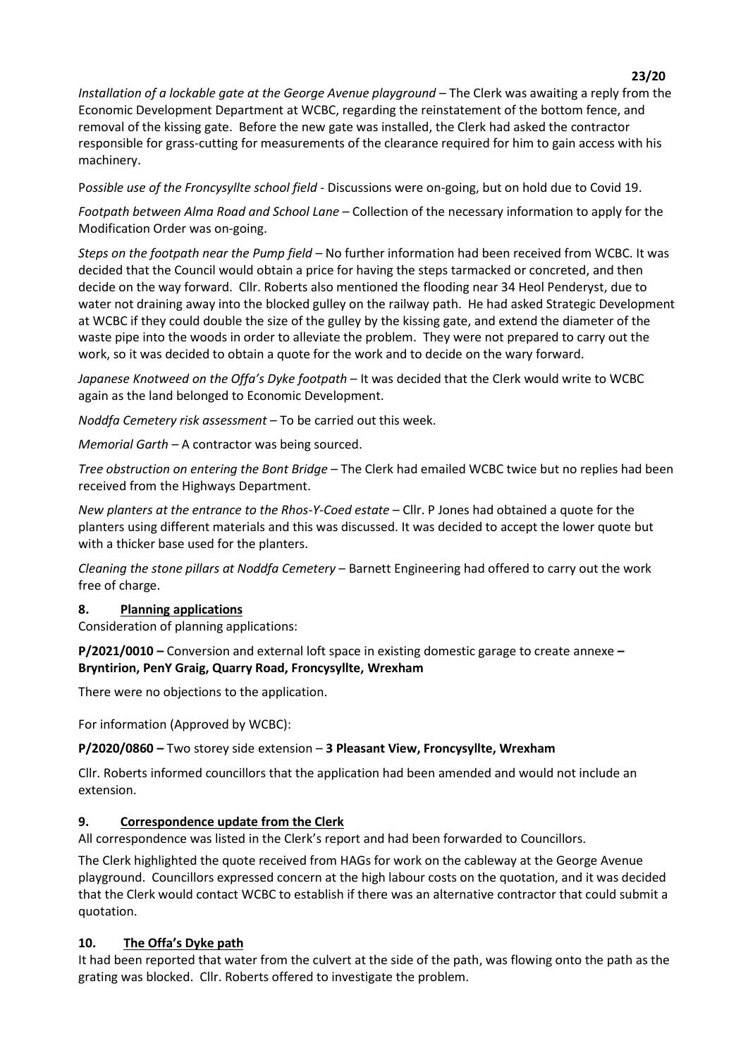*Installation of a lockable gate at the George Avenue playground* – The Clerk was awaiting a reply from the Economic Development Department at WCBC, regarding the reinstatement of the bottom fence, and removal of the kissing gate. Before the new gate was installed, the Clerk had asked the contractor responsible for grass-cutting for measurements of the clearance required for him to gain access with his machinery.

P*ossible use of the Froncysyllte school field* - Discussions were on-going, but on hold due to Covid 19.

*Footpath between Alma Road and School Lane* – Collection of the necessary information to apply for the Modification Order was on-going.

*Steps on the footpath near the Pump field* – No further information had been received from WCBC. It was decided that the Council would obtain a price for having the steps tarmacked or concreted, and then decide on the way forward. Cllr. Roberts also mentioned the flooding near 34 Heol Penderyst, due to water not draining away into the blocked gulley on the railway path. He had asked Strategic Development at WCBC if they could double the size of the gulley by the kissing gate, and extend the diameter of the waste pipe into the woods in order to alleviate the problem. They were not prepared to carry out the work, so it was decided to obtain a quote for the work and to decide on the wary forward.

*Japanese Knotweed on the Offa's Dyke footpath* – It was decided that the Clerk would write to WCBC again as the land belonged to Economic Development.

*Noddfa Cemetery risk assessment* – To be carried out this week.

*Memorial Garth* – A contractor was being sourced.

*Tree obstruction on entering the Bont Bridge* – The Clerk had emailed WCBC twice but no replies had been received from the Highways Department.

*New planters at the entrance to the Rhos-Y-Coed estate* – Cllr. P Jones had obtained a quote for the planters using different materials and this was discussed. It was decided to accept the lower quote but with a thicker base used for the planters.

*Cleaning the stone pillars at Noddfa Cemetery* – Barnett Engineering had offered to carry out the work free of charge.

## 8. Planning applications

Consideration of planning applications:

**P/2021/0010 –** Conversion and external loft space in existing domestic garage to create annexe **– Bryntirion, PenY Graig, Quarry Road, Froncysyllte, Wrexham**

There were no objections to the application.

For information (Approved by WCBC):

**P/2020/0860 –** Two storey side extension – **3 Pleasant View, Froncysyllte, Wrexham**

Cllr. Roberts informed councillors that the application had been amended and would not include an extension.

## 9. Correspondence update from the Clerk

All correspondence was listed in the Clerk's report and had been forwarded to Councillors.

The Clerk highlighted the quote received from HAGs for work on the cableway at the George Avenue playground. Councillors expressed concern at the high labour costs on the quotation, and it was decided that the Clerk would contact WCBC to establish if there was an alternative contractor that could submit a quotation.

## 10. The Offa's Dyke path

It had been reported that water from the culvert at the side of the path, was flowing onto the path as the grating was blocked. Cllr. Roberts offered to investigate the problem.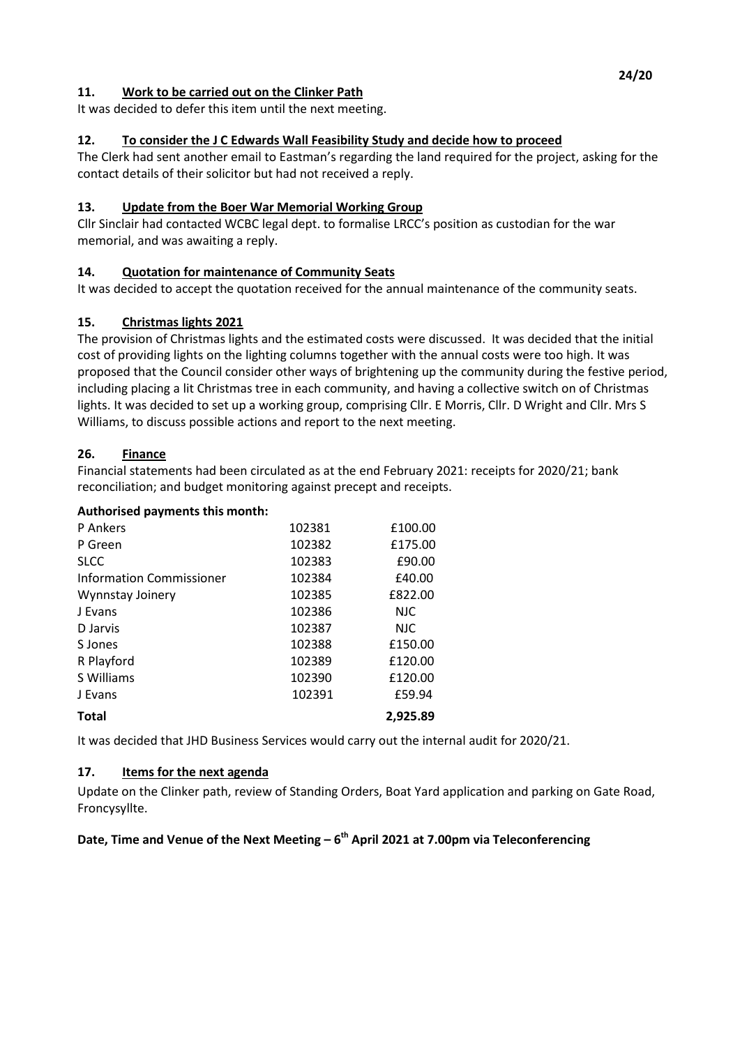### 11. Work to be carried out on the Clinker Path

It was decided to defer this item until the next meeting.

### 12. To consider the J C Edwards Wall Feasibility Study and decide how to proceed

The Clerk had sent another email to Eastman's regarding the land required for the project, asking for the contact details of their solicitor but had not received a reply.

### 13. Update from the Boer War Memorial Working Group

Cllr Sinclair had contacted WCBC legal dept. to formalise LRCC's position as custodian for the war memorial, and was awaiting a reply.

### 14. Quotation for maintenance of Community Seats

It was decided to accept the quotation received for the annual maintenance of the community seats.

### 15. Christmas lights 2021

The provision of Christmas lights and the estimated costs were discussed. It was decided that the initial cost of providing lights on the lighting columns together with the annual costs were too high. It was proposed that the Council consider other ways of brightening up the community during the festive period, including placing a lit Christmas tree in each community, and having a collective switch on of Christmas lights. It was decided to set up a working group, comprising Cllr. E Morris, Cllr. D Wright and Cllr. Mrs S Williams, to discuss possible actions and report to the next meeting.

### 26. Finance

Financial statements had been circulated as at the end February 2021: receipts for 2020/21; bank reconciliation; and budget monitoring against precept and receipts.

**Authorised payments this month:**

| | | |
|---|---|---|
| P Ankers | 102381 | £100.00 |
| P Green | 102382 | £175.00 |
| SLCC | 102383 | £90.00 |
| Information Commissioner | 102384 | £40.00 |
| Wynnstay Joinery | 102385 | £822.00 |
| J Evans | 102386 | NJC |
| D Jarvis | 102387 | NJC |
| S Jones | 102388 | £150.00 |
| R Playford | 102389 | £120.00 |
| S Williams | 102390 | £120.00 |
| J Evans | 102391 | £59.94 |
| **Total** | | **2,925.89** |

It was decided that JHD Business Services would carry out the internal audit for 2020/21.

### 17. Items for the next agenda

Update on the Clinker path, review of Standing Orders, Boat Yard application and parking on Gate Road, Froncysyllte.

**Date, Time and Venue of the Next Meeting – 6th April 2021 at 7.00pm via Teleconferencing**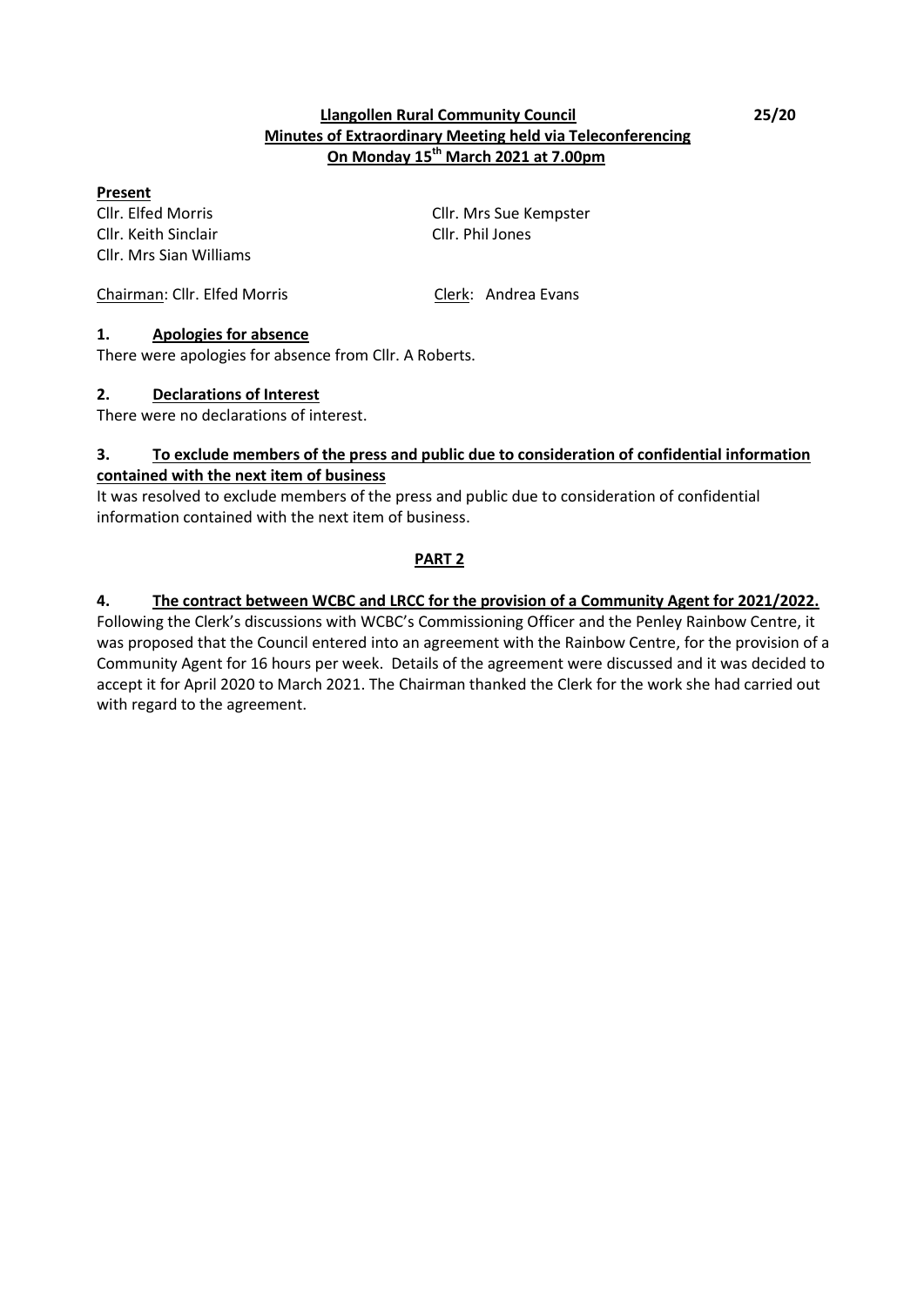**Llangollen Rural Community Council**
**Minutes of Extraordinary Meeting held via Teleconferencing**
**On Monday 15th March 2021 at 7.00pm**

25/20

**Present**

Cllr. Elfed Morris
Cllr. Mrs Sue Kempster
Cllr. Keith Sinclair
Cllr. Phil Jones
Cllr. Mrs Sian Williams

Chairman: Cllr. Elfed Morris
Clerk: Andrea Evans

## 1. Apologies for absence

There were apologies for absence from Cllr. A Roberts.

## 2. Declarations of Interest

There were no declarations of interest.

## 3. To exclude members of the press and public due to consideration of confidential information contained with the next item of business

It was resolved to exclude members of the press and public due to consideration of confidential information contained with the next item of business.

## PART 2

## 4. The contract between WCBC and LRCC for the provision of a Community Agent for 2021/2022.

Following the Clerk's discussions with WCBC's Commissioning Officer and the Penley Rainbow Centre, it was proposed that the Council entered into an agreement with the Rainbow Centre, for the provision of a Community Agent for 16 hours per week. Details of the agreement were discussed and it was decided to accept it for April 2020 to March 2021. The Chairman thanked the Clerk for the work she had carried out with regard to the agreement.